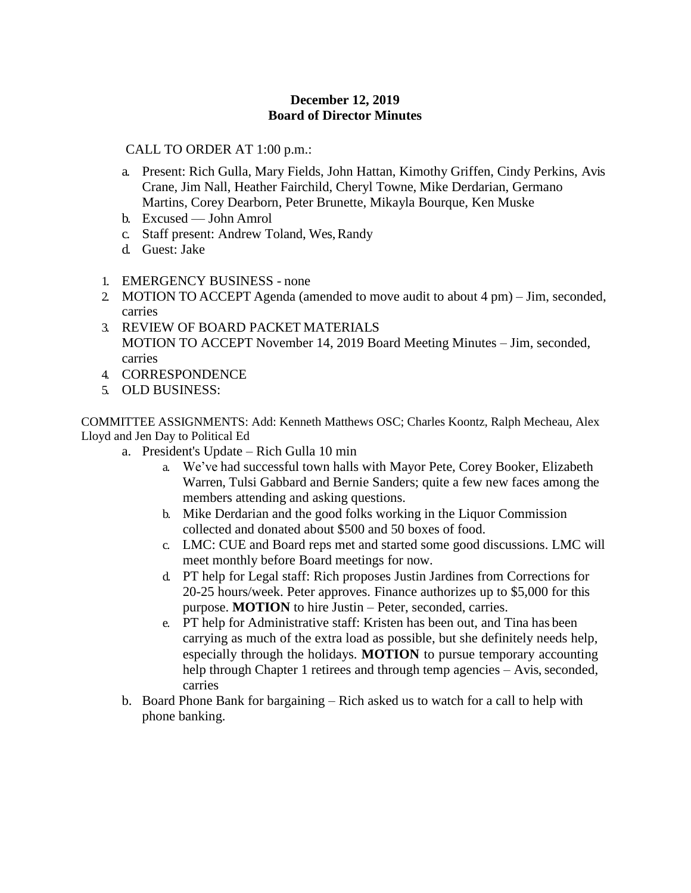**December 12, 2019**
**Board of Director Minutes**

CALL TO ORDER AT 1:00 p.m.:

a. Present: Rich Gulla, Mary Fields, John Hattan, Kimothy Griffen, Cindy Perkins, Avis Crane, Jim Nall, Heather Fairchild, Cheryl Towne, Mike Derdarian, Germano Martins, Corey Dearborn, Peter Brunette, Mikayla Bourque, Ken Muske
b. Excused — John Amrol
c. Staff present: Andrew Toland, Wes, Randy
d. Guest: Jake

1. EMERGENCY BUSINESS - none
2. MOTION TO ACCEPT Agenda (amended to move audit to about 4 pm) – Jim, seconded, carries
3. REVIEW OF BOARD PACKET MATERIALS
   MOTION TO ACCEPT November 14, 2019 Board Meeting Minutes – Jim, seconded, carries
4. CORRESPONDENCE
5. OLD BUSINESS:

COMMITTEE ASSIGNMENTS: Add: Kenneth Matthews OSC; Charles Koontz, Ralph Mecheau, Alex Lloyd and Jen Day to Political Ed

a. President's Update – Rich Gulla 10 min
   a. We've had successful town halls with Mayor Pete, Corey Booker, Elizabeth Warren, Tulsi Gabbard and Bernie Sanders; quite a few new faces among the members attending and asking questions.
   b. Mike Derdarian and the good folks working in the Liquor Commission collected and donated about $500 and 50 boxes of food.
   c. LMC: CUE and Board reps met and started some good discussions. LMC will meet monthly before Board meetings for now.
   d. PT help for Legal staff: Rich proposes Justin Jardines from Corrections for 20-25 hours/week. Peter approves. Finance authorizes up to $5,000 for this purpose. **MOTION** to hire Justin – Peter, seconded, carries.
   e. PT help for Administrative staff: Kristen has been out, and Tina has been carrying as much of the extra load as possible, but she definitely needs help, especially through the holidays. **MOTION** to pursue temporary accounting help through Chapter 1 retirees and through temp agencies – Avis, seconded, carries
b. Board Phone Bank for bargaining – Rich asked us to watch for a call to help with phone banking.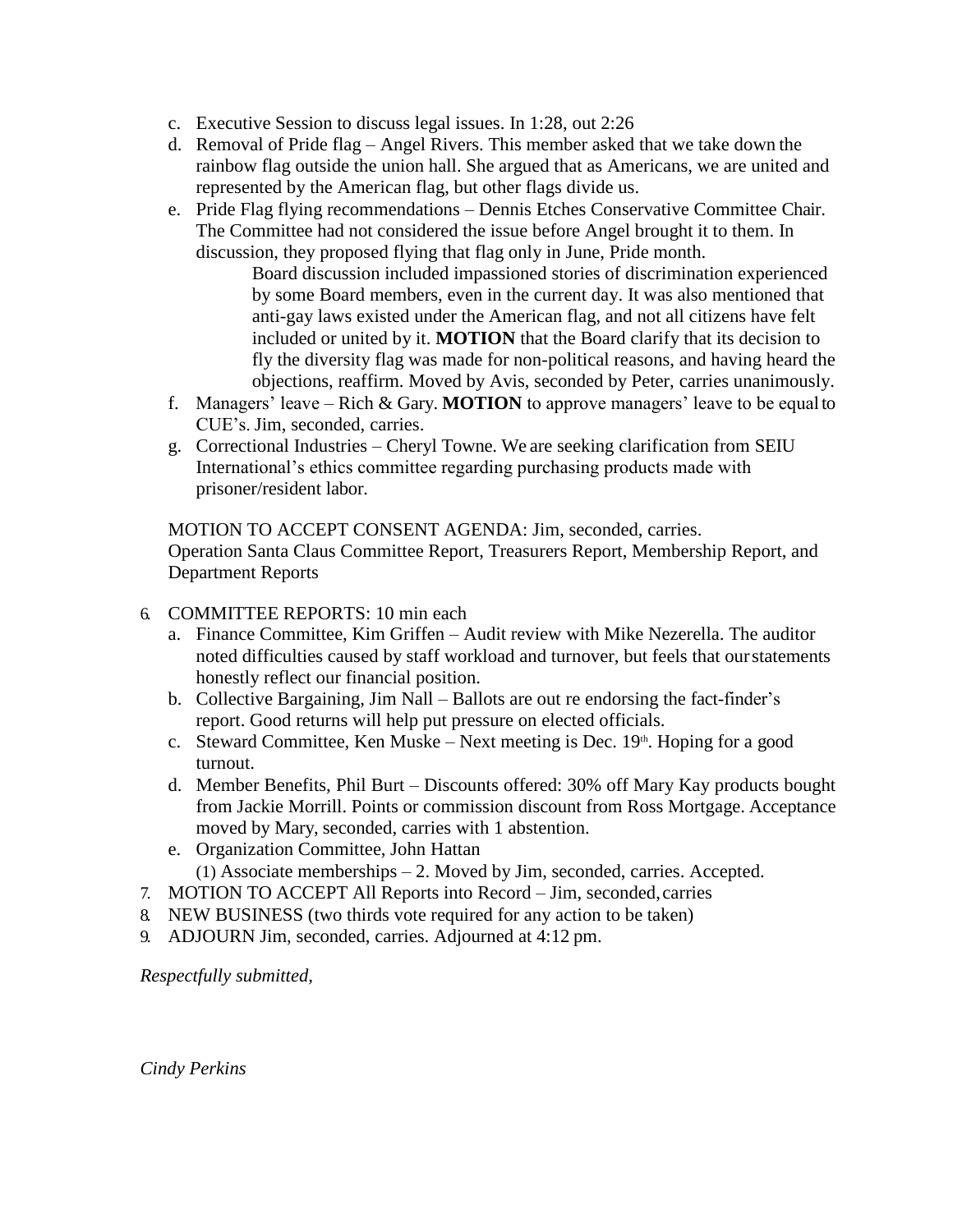c. Executive Session to discuss legal issues. In 1:28, out 2:26
d. Removal of Pride flag – Angel Rivers. This member asked that we take down the rainbow flag outside the union hall. She argued that as Americans, we are united and represented by the American flag, but other flags divide us.
e. Pride Flag flying recommendations – Dennis Etches Conservative Committee Chair. The Committee had not considered the issue before Angel brought it to them. In discussion, they proposed flying that flag only in June, Pride month.

    Board discussion included impassioned stories of discrimination experienced by some Board members, even in the current day. It was also mentioned that anti-gay laws existed under the American flag, and not all citizens have felt included or united by it. **MOTION** that the Board clarify that its decision to fly the diversity flag was made for non-political reasons, and having heard the objections, reaffirm. Moved by Avis, seconded by Peter, carries unanimously.

f. Managers' leave – Rich & Gary. **MOTION** to approve managers' leave to be equal to CUE's. Jim, seconded, carries.
g. Correctional Industries – Cheryl Towne. We are seeking clarification from SEIU International's ethics committee regarding purchasing products made with prisoner/resident labor.

MOTION TO ACCEPT CONSENT AGENDA: Jim, seconded, carries.
Operation Santa Claus Committee Report, Treasurers Report, Membership Report, and Department Reports

6. COMMITTEE REPORTS: 10 min each
   a. Finance Committee, Kim Griffen – Audit review with Mike Nezerella. The auditor noted difficulties caused by staff workload and turnover, but feels that our statements honestly reflect our financial position.
   b. Collective Bargaining, Jim Nall – Ballots are out re endorsing the fact-finder's report. Good returns will help put pressure on elected officials.
   c. Steward Committee, Ken Muske – Next meeting is Dec. 19th. Hoping for a good turnout.
   d. Member Benefits, Phil Burt – Discounts offered: 30% off Mary Kay products bought from Jackie Morrill. Points or commission discount from Ross Mortgage. Acceptance moved by Mary, seconded, carries with 1 abstention.
   e. Organization Committee, John Hattan
      (1) Associate memberships – 2. Moved by Jim, seconded, carries. Accepted.
7. MOTION TO ACCEPT All Reports into Record – Jim, seconded, carries
8. NEW BUSINESS (two thirds vote required for any action to be taken)
9. ADJOURN Jim, seconded, carries. Adjourned at 4:12 pm.

*Respectfully submitted,*

*Cindy Perkins*